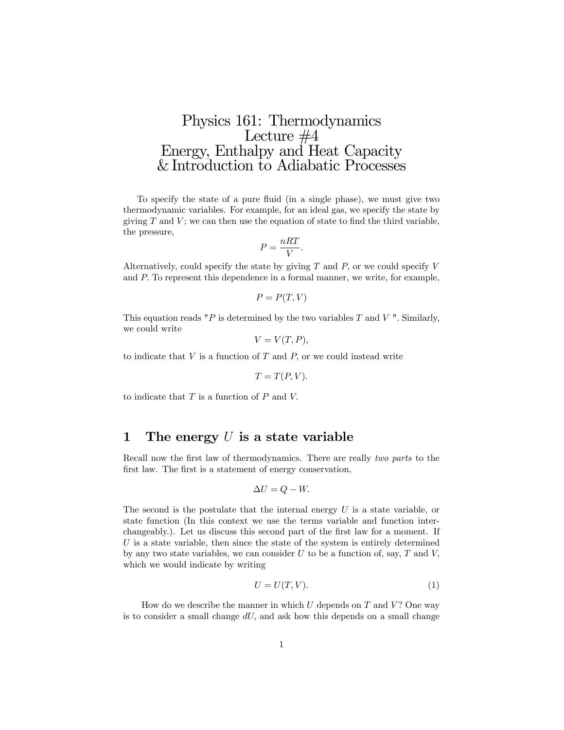# Physics 161: Thermodynamics
# Lecture #4
# Energy, Enthalpy and Heat Capacity & Introduction to Adiabatic Processes

To specify the state of a pure fluid (in a single phase), we must give two thermodynamic variables. For example, for an ideal gas, we specify the state by giving $T$ and $V$; we can then use the equation of state to find the third variable, the pressure,

$$P = \frac{nRT}{V}.$$

Alternatively, could specify the state by giving $T$ and $P$, or we could specify $V$ and $P$. To represent this dependence in a formal manner, we write, for example,

$$P = P(T, V)$$

This equation reads "$P$ is determined by the two variables $T$ and $V$ ". Similarly, we could write

$$V = V(T, P),$$

to indicate that $V$ is a function of $T$ and $P$, or we could instead write

$$T = T(P, V).$$

to indicate that $T$ is a function of $P$ and $V$.

## 1 The energy $U$ is a state variable

Recall now the first law of thermodynamics. There are really *two parts* to the first law. The first is a statement of energy conservation,

$$\Delta U = Q - W.$$

The second is the postulate that the internal energy $U$ is a state variable, or state function (In this context we use the terms variable and function interchangeably.). Let us discuss this second part of the first law for a moment. If $U$ is a state variable, then since the state of the system is entirely determined by any two state variables, we can consider $U$ to be a function of, say, $T$ and $V$, which we would indicate by writing

$$U = U(T, V). \tag{1}$$

How do we describe the manner in which $U$ depends on $T$ and $V$? One way is to consider a small change $dU$, and ask how this depends on a small change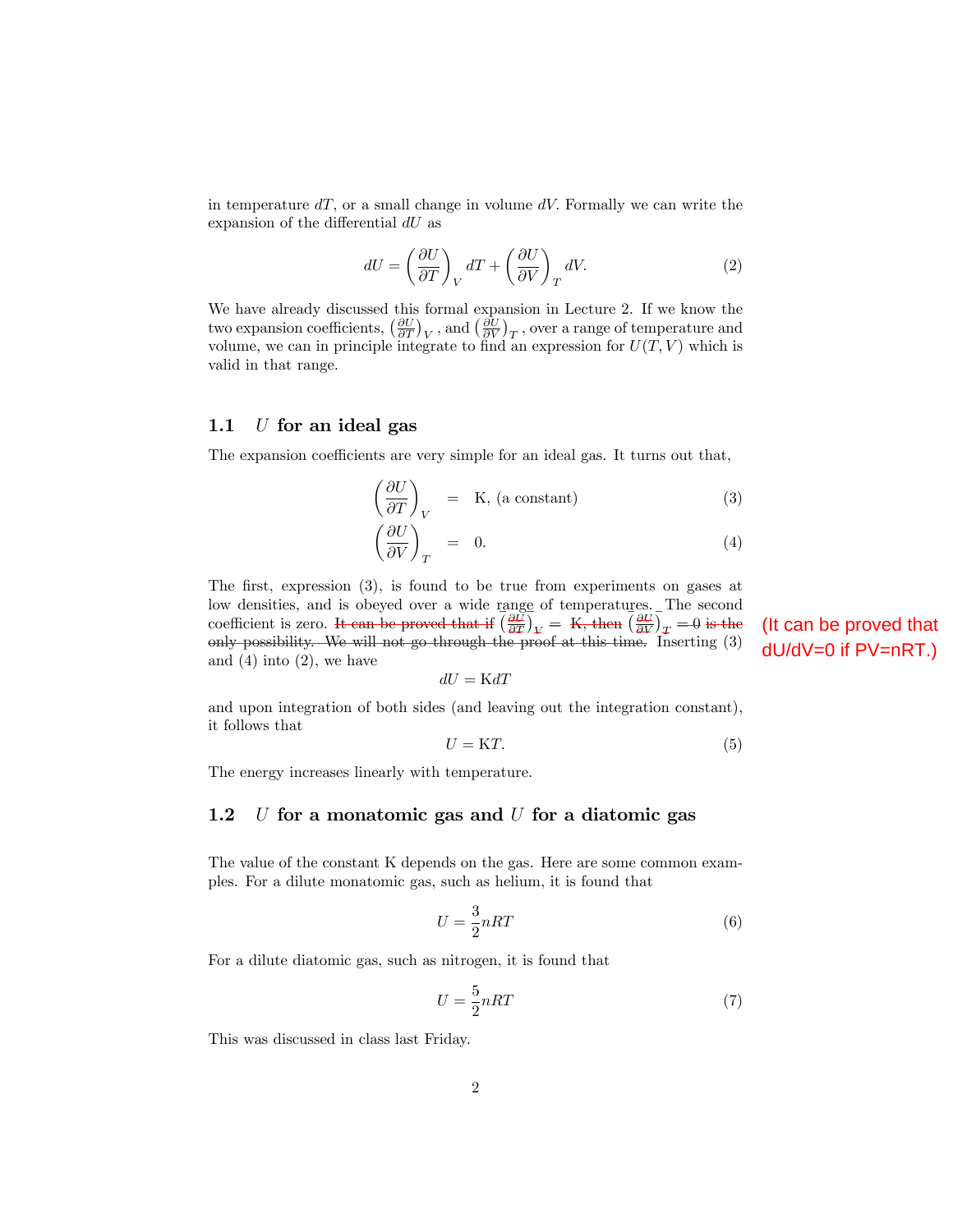in temperature $dT$, or a small change in volume $dV$. Formally we can write the expansion of the differential $dU$ as

$$dU = \left(\frac{\partial U}{\partial T}\right)_V dT + \left(\frac{\partial U}{\partial V}\right)_T dV. \tag{2}$$

We have already discussed this formal expansion in Lecture 2. If we know the two expansion coefficients, $\left(\frac{\partial U}{\partial T}\right)_V$, and $\left(\frac{\partial U}{\partial V}\right)_T$, over a range of temperature and volume, we can in principle integrate to find an expression for $U(T, V)$ which is valid in that range.

### 1.1 $U$ for an ideal gas

The expansion coefficients are very simple for an ideal gas. It turns out that,

$$\left(\frac{\partial U}{\partial T}\right)_V = \text{K, (a constant)} \tag{3}$$

$$\left(\frac{\partial U}{\partial V}\right)_T = 0. \tag{4}$$

The first, expression (3), is found to be true from experiments on gases at low densities, and is obeyed over a wide range of temperatures. The second coefficient is zero. ~~It can be proved that if $\left(\frac{\partial U}{\partial T}\right)_V =$ K, then $\left(\frac{\partial U}{\partial V}\right)_T = 0$ is the only possibility. We will not go through the proof at this time.~~ Inserting (3) and (4) into (2), we have

(It can be proved that dU/dV=0 if PV=nRT.)

$$dU = \text{K}dT$$

and upon integration of both sides (and leaving out the integration constant), it follows that

$$U = \text{K}T. \tag{5}$$

The energy increases linearly with temperature.

### 1.2 $U$ for a monatomic gas and $U$ for a diatomic gas

The value of the constant K depends on the gas. Here are some common examples. For a dilute monatomic gas, such as helium, it is found that

$$U = \frac{3}{2}nRT \tag{6}$$

For a dilute diatomic gas, such as nitrogen, it is found that

$$U = \frac{5}{2}nRT \tag{7}$$

This was discussed in class last Friday.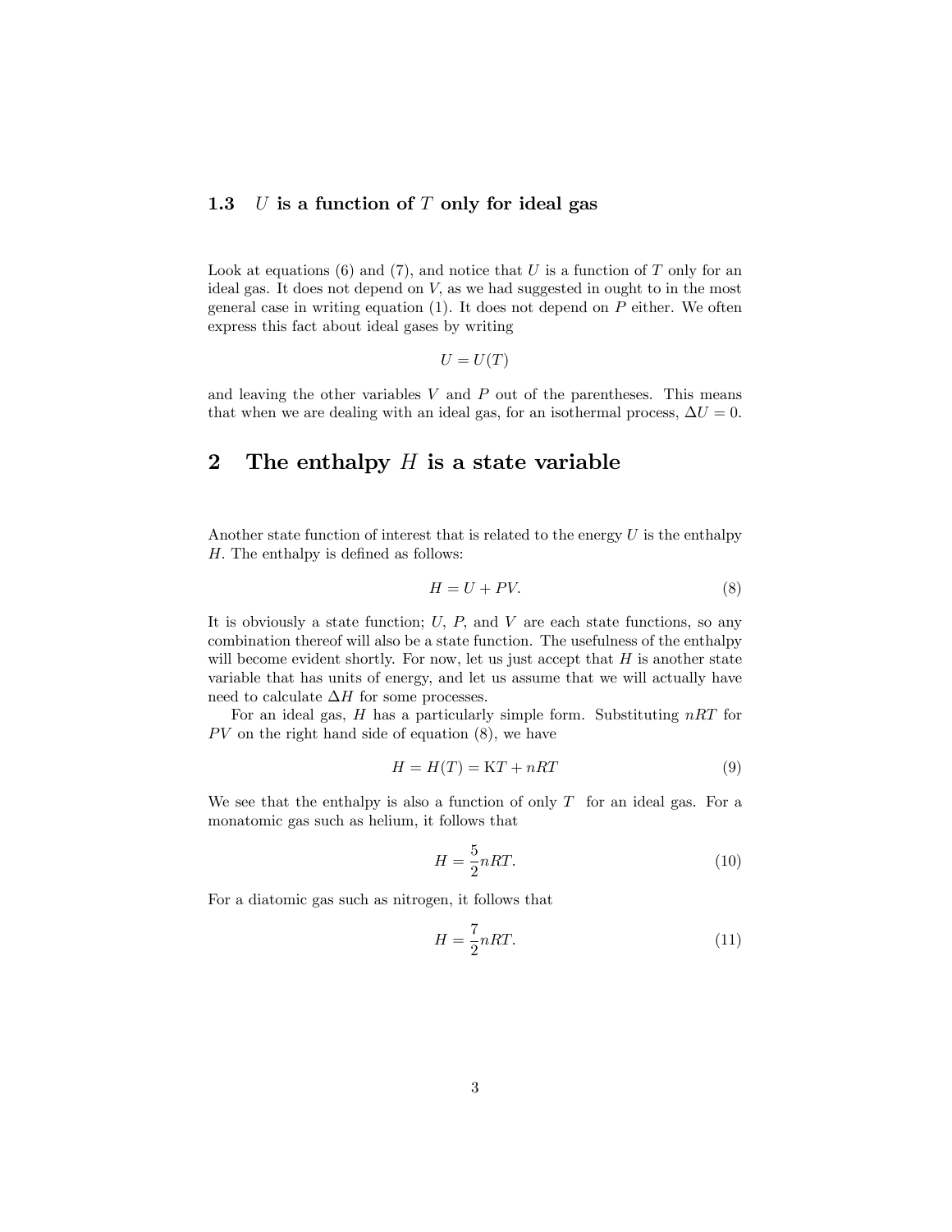### 1.3 $U$ is a function of $T$ only for ideal gas

Look at equations (6) and (7), and notice that $U$ is a function of $T$ only for an ideal gas. It does not depend on $V$, as we had suggested in ought to in the most general case in writing equation (1). It does not depend on $P$ either. We often express this fact about ideal gases by writing

$$U = U(T)$$

and leaving the other variables $V$ and $P$ out of the parentheses. This means that when we are dealing with an ideal gas, for an isothermal process, $\Delta U = 0$.

## 2 The enthalpy $H$ is a state variable

Another state function of interest that is related to the energy $U$ is the enthalpy $H$. The enthalpy is defined as follows:

$$H = U + PV. \tag{8}$$

It is obviously a state function; $U$, $P$, and $V$ are each state functions, so any combination thereof will also be a state function. The usefulness of the enthalpy will become evident shortly. For now, let us just accept that $H$ is another state variable that has units of energy, and let us assume that we will actually have need to calculate $\Delta H$ for some processes.

For an ideal gas, $H$ has a particularly simple form. Substituting $nRT$ for $PV$ on the right hand side of equation (8), we have

$$H = H(T) = \mathrm{K}T + nRT \tag{9}$$

We see that the enthalpy is also a function of only $T$ for an ideal gas. For a monatomic gas such as helium, it follows that

$$H = \frac{5}{2}nRT. \tag{10}$$

For a diatomic gas such as nitrogen, it follows that

$$H = \frac{7}{2}nRT. \tag{11}$$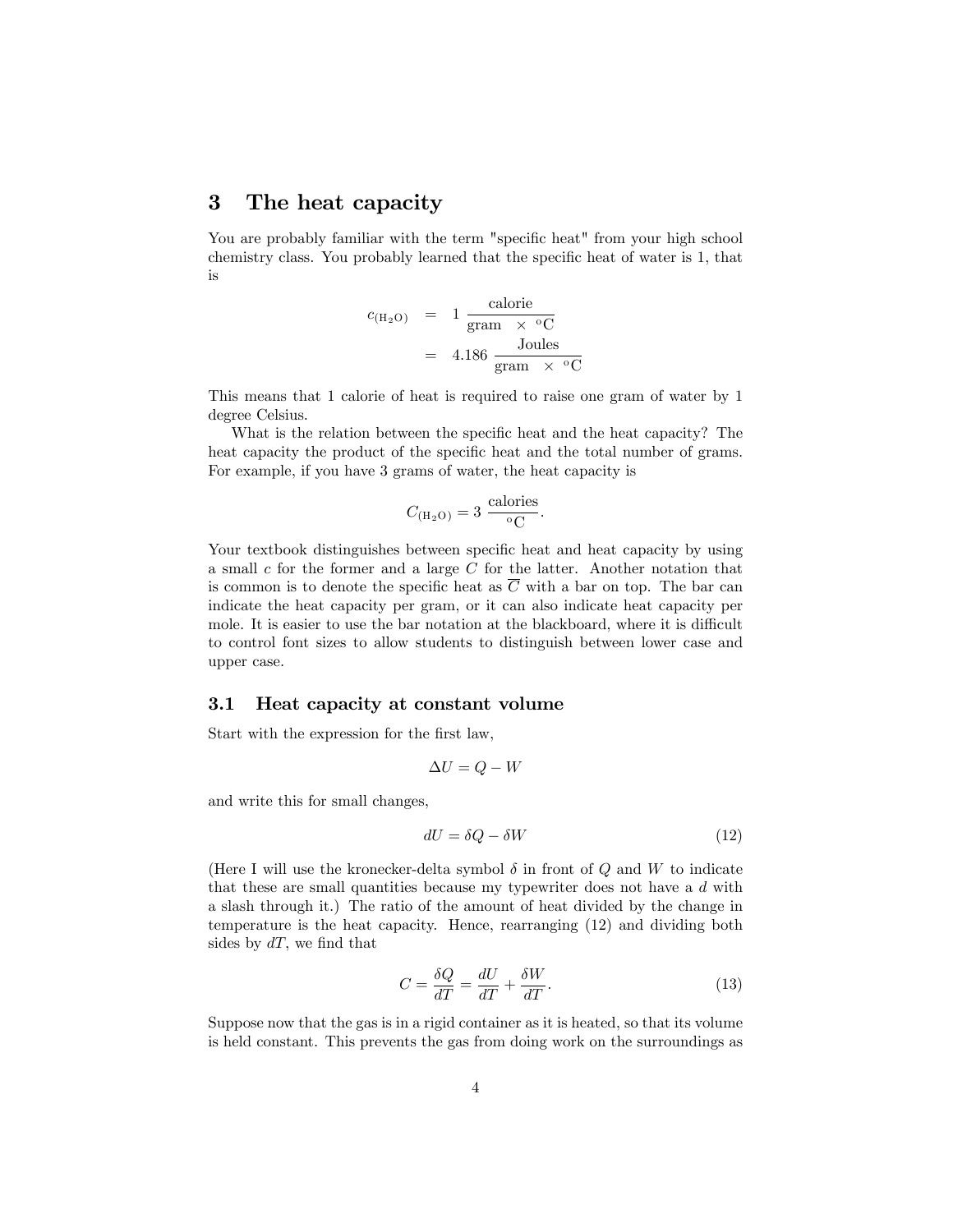## 3 The heat capacity

You are probably familiar with the term "specific heat" from your high school chemistry class. You probably learned that the specific heat of water is 1, that is

$$
\begin{aligned}
c_{(\mathrm{H_2O})} &= 1 \, \frac{\text{calorie}}{\text{gram} \;\times\; {}^{\mathrm{o}}\mathrm{C}} \\
&= 4.186 \, \frac{\text{Joules}}{\text{gram} \;\times\; {}^{\mathrm{o}}\mathrm{C}}
\end{aligned}
$$

This means that 1 calorie of heat is required to raise one gram of water by 1 degree Celsius.

What is the relation between the specific heat and the heat capacity? The heat capacity the product of the specific heat and the total number of grams. For example, if you have 3 grams of water, the heat capacity is

$$
C_{(\mathrm{H_2O})} = 3 \, \frac{\text{calories}}{{}^{\mathrm{o}}\mathrm{C}}.
$$

Your textbook distinguishes between specific heat and heat capacity by using a small $c$ for the former and a large $C$ for the latter. Another notation that is common is to denote the specific heat as $\overline{C}$ with a bar on top. The bar can indicate the heat capacity per gram, or it can also indicate heat capacity per mole. It is easier to use the bar notation at the blackboard, where it is difficult to control font sizes to allow students to distinguish between lower case and upper case.

### 3.1 Heat capacity at constant volume

Start with the expression for the first law,

$$
\Delta U = Q - W
$$

and write this for small changes,

$$
dU = \delta Q - \delta W \tag{12}
$$

(Here I will use the kronecker-delta symbol $\delta$ in front of $Q$ and $W$ to indicate that these are small quantities because my typewriter does not have a $d$ with a slash through it.) The ratio of the amount of heat divided by the change in temperature is the heat capacity. Hence, rearranging (12) and dividing both sides by $dT$, we find that

$$
C = \frac{\delta Q}{dT} = \frac{dU}{dT} + \frac{\delta W}{dT}. \tag{13}
$$

Suppose now that the gas is in a rigid container as it is heated, so that its volume is held constant. This prevents the gas from doing work on the surroundings as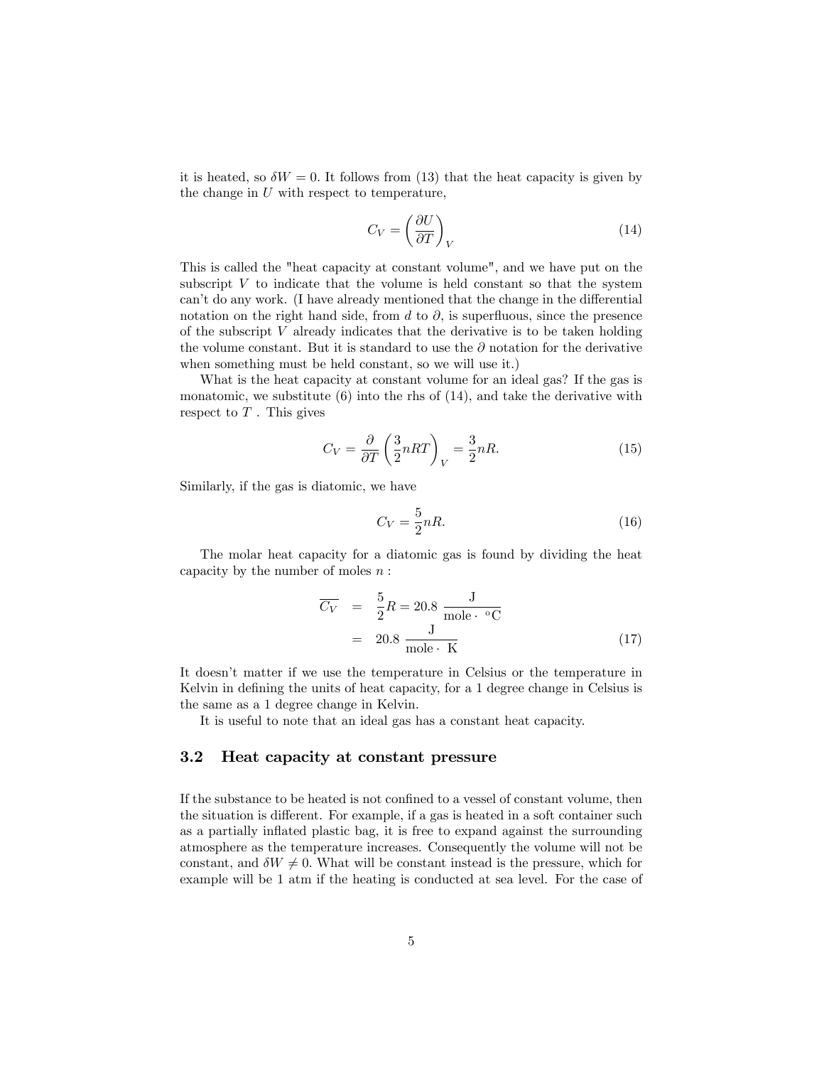it is heated, so $\delta W = 0$. It follows from (13) that the heat capacity is given by the change in $U$ with respect to temperature,

$$C_V = \left(\frac{\partial U}{\partial T}\right)_V \tag{14}$$

This is called the "heat capacity at constant volume", and we have put on the subscript $V$ to indicate that the volume is held constant so that the system can't do any work. (I have already mentioned that the change in the differential notation on the right hand side, from $d$ to $\partial$, is superfluous, since the presence of the subscript $V$ already indicates that the derivative is to be taken holding the volume constant. But it is standard to use the $\partial$ notation for the derivative when something must be held constant, so we will use it.)

What is the heat capacity at constant volume for an ideal gas? If the gas is monatomic, we substitute (6) into the rhs of (14), and take the derivative with respect to $T$. This gives

$$C_V = \frac{\partial}{\partial T}\left(\frac{3}{2}nRT\right)_V = \frac{3}{2}nR. \tag{15}$$

Similarly, if the gas is diatomic, we have

$$C_V = \frac{5}{2}nR. \tag{16}$$

The molar heat capacity for a diatomic gas is found by dividing the heat capacity by the number of moles $n$ :

$$\begin{aligned} \overline{C_V} &= \frac{5}{2}R = 20.8 \ \frac{\text{J}}{\text{mole} \cdot \ ^{o}\text{C}} \\ &= 20.8 \ \frac{\text{J}}{\text{mole} \cdot \ \text{K}} \end{aligned} \tag{17}$$

It doesn't matter if we use the temperature in Celsius or the temperature in Kelvin in defining the units of heat capacity, for a 1 degree change in Celsius is the same as a 1 degree change in Kelvin.

It is useful to note that an ideal gas has a constant heat capacity.

### 3.2 Heat capacity at constant pressure

If the substance to be heated is not confined to a vessel of constant volume, then the situation is different. For example, if a gas is heated in a soft container such as a partially inflated plastic bag, it is free to expand against the surrounding atmosphere as the temperature increases. Consequently the volume will not be constant, and $\delta W \neq 0$. What will be constant instead is the pressure, which for example will be 1 atm if the heating is conducted at sea level. For the case of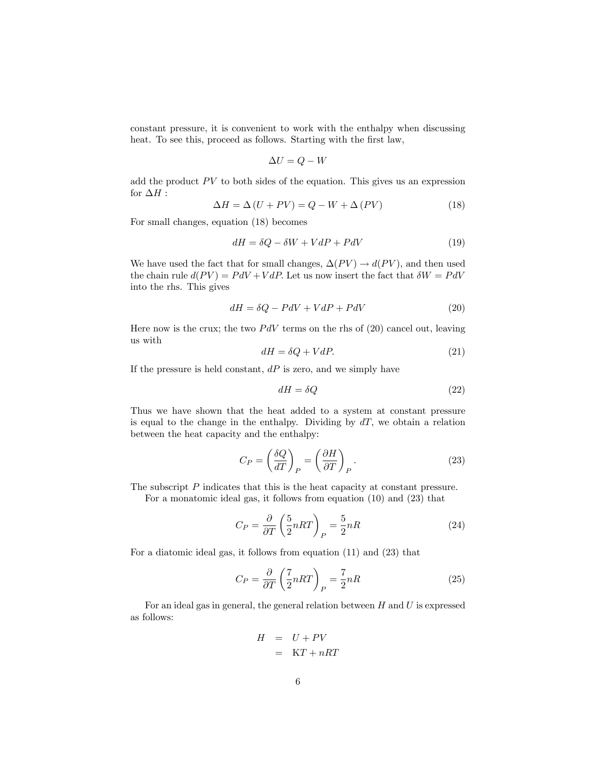constant pressure, it is convenient to work with the enthalpy when discussing heat. To see this, proceed as follows. Starting with the first law,

$$\Delta U = Q - W$$

add the product $PV$ to both sides of the equation. This gives us an expression for $\Delta H$ :

$$\Delta H = \Delta(U + PV) = Q - W + \Delta(PV) \tag{18}$$

For small changes, equation (18) becomes

$$dH = \delta Q - \delta W + VdP + PdV \tag{19}$$

We have used the fact that for small changes, $\Delta(PV) \to d(PV)$, and then used the chain rule $d(PV) = PdV + VdP$. Let us now insert the fact that $\delta W = PdV$ into the rhs. This gives

$$dH = \delta Q - PdV + VdP + PdV \tag{20}$$

Here now is the crux; the two $PdV$ terms on the rhs of (20) cancel out, leaving us with

$$dH = \delta Q + VdP. \tag{21}$$

If the pressure is held constant, $dP$ is zero, and we simply have

$$dH = \delta Q \tag{22}$$

Thus we have shown that the heat added to a system at constant pressure is equal to the change in the enthalpy. Dividing by $dT$, we obtain a relation between the heat capacity and the enthalpy:

$$C_P = \left(\frac{\delta Q}{dT}\right)_P = \left(\frac{\partial H}{\partial T}\right)_P. \tag{23}$$

The subscript $P$ indicates that this is the heat capacity at constant pressure.

For a monatomic ideal gas, it follows from equation (10) and (23) that

$$C_P = \frac{\partial}{\partial T}\left(\frac{5}{2}nRT\right)_P = \frac{5}{2}nR \tag{24}$$

For a diatomic ideal gas, it follows from equation (11) and (23) that

$$C_P = \frac{\partial}{\partial T}\left(\frac{7}{2}nRT\right)_P = \frac{7}{2}nR \tag{25}$$

For an ideal gas in general, the general relation between $H$ and $U$ is expressed as follows:

$$\begin{aligned} H &= U + PV \\ &= \mathrm{K}T + nRT \end{aligned}$$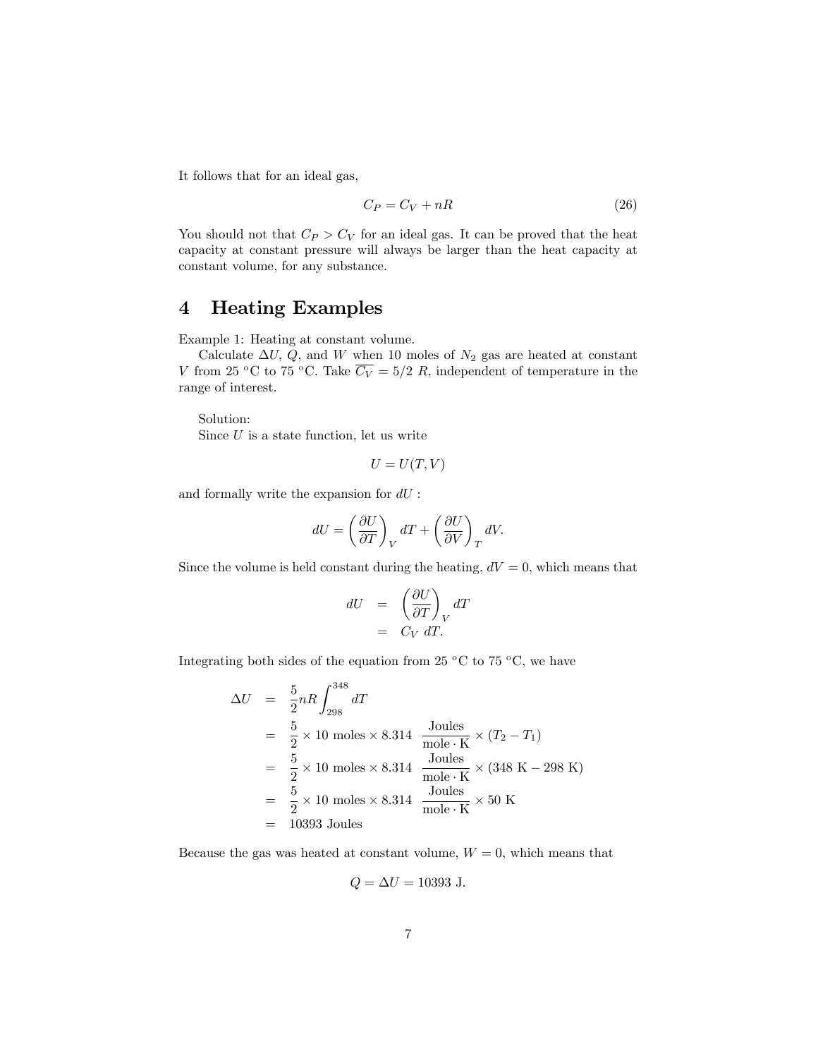It follows that for an ideal gas,

$$C_P = C_V + nR \tag{26}$$

You should not that $C_P > C_V$ for an ideal gas. It can be proved that the heat capacity at constant pressure will always be larger than the heat capacity at constant volume, for any substance.

## 4 Heating Examples

Example 1: Heating at constant volume.

Calculate $\Delta U$, $Q$, and $W$ when 10 moles of $N_2$ gas are heated at constant $V$ from 25 $^o$C to 75 $^o$C. Take $\overline{C_V} = 5/2\ R$, independent of temperature in the range of interest.

Solution:

Since $U$ is a state function, let us write

$$U = U(T, V)$$

and formally write the expansion for $dU$ :

$$dU = \left(\frac{\partial U}{\partial T}\right)_V dT + \left(\frac{\partial U}{\partial V}\right)_T dV.$$

Since the volume is held constant during the heating, $dV = 0$, which means that

$$\begin{aligned} dU &= \left(\frac{\partial U}{\partial T}\right)_V dT \\ &= C_V\ dT. \end{aligned}$$

Integrating both sides of the equation from 25 $^o$C to 75 $^o$C, we have

$$\begin{aligned} \Delta U &= \frac{5}{2} nR \int_{298}^{348} dT \\ &= \frac{5}{2} \times 10 \text{ moles} \times 8.314\ \frac{\text{Joules}}{\text{mole} \cdot \text{K}} \times (T_2 - T_1) \\ &= \frac{5}{2} \times 10 \text{ moles} \times 8.314\ \frac{\text{Joules}}{\text{mole} \cdot \text{K}} \times (348 \text{ K} - 298 \text{ K}) \\ &= \frac{5}{2} \times 10 \text{ moles} \times 8.314\ \frac{\text{Joules}}{\text{mole} \cdot \text{K}} \times 50 \text{ K} \\ &= 10393 \text{ Joules} \end{aligned}$$

Because the gas was heated at constant volume, $W = 0$, which means that

$$Q = \Delta U = 10393 \text{ J}.$$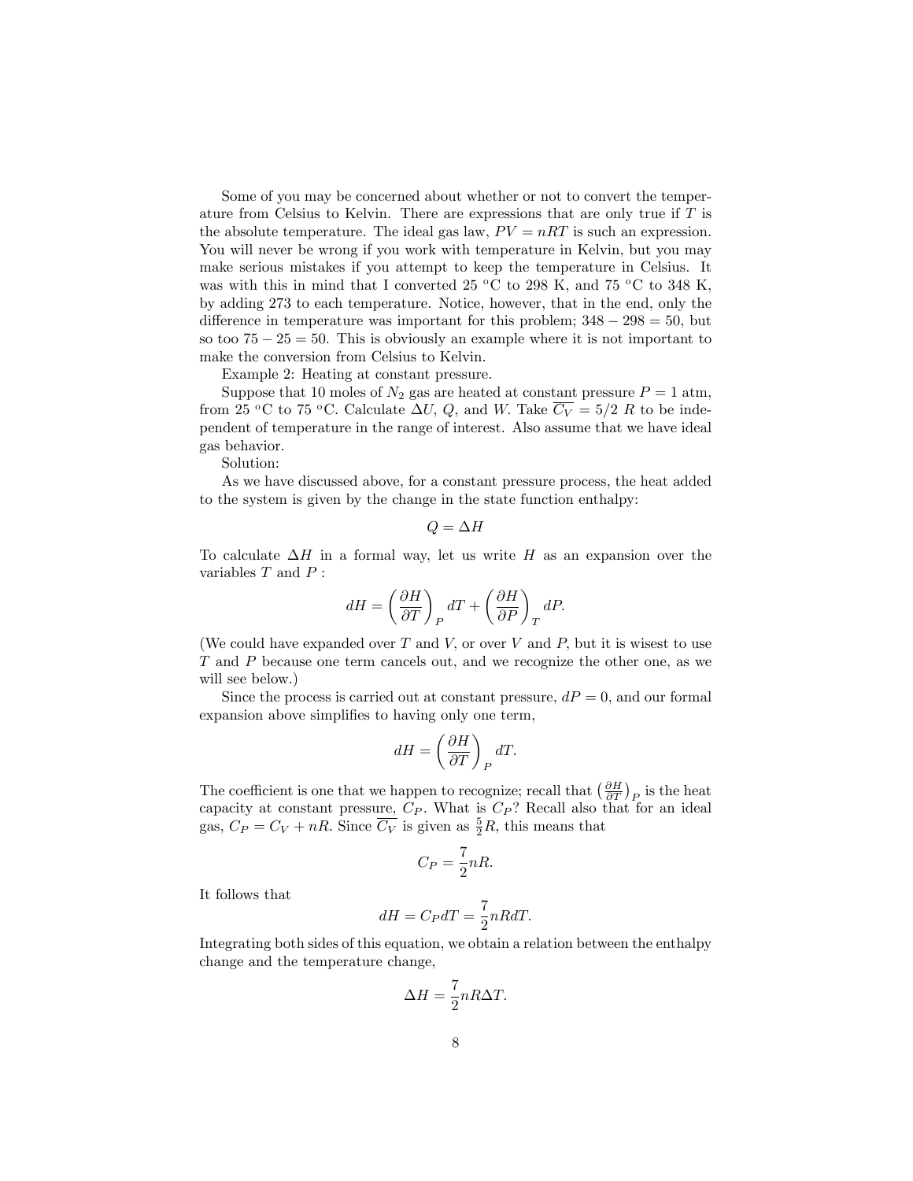Some of you may be concerned about whether or not to convert the temperature from Celsius to Kelvin. There are expressions that are only true if $T$ is the absolute temperature. The ideal gas law, $PV = nRT$ is such an expression. You will never be wrong if you work with temperature in Kelvin, but you may make serious mistakes if you attempt to keep the temperature in Celsius. It was with this in mind that I converted 25 $^oC$ to 298 K, and 75 $^oC$ to 348 K, by adding 273 to each temperature. Notice, however, that in the end, only the difference in temperature was important for this problem; $348 - 298 = 50$, but so too $75 - 25 = 50$. This is obviously an example where it is not important to make the conversion from Celsius to Kelvin.

Example 2: Heating at constant pressure.

Suppose that 10 moles of $N_2$ gas are heated at constant pressure $P = 1$ atm, from 25 $^oC$ to 75 $^oC$. Calculate $\Delta U$, $Q$, and $W$. Take $\overline{C_V} = 5/2\ R$ to be independent of temperature in the range of interest. Also assume that we have ideal gas behavior.

Solution:

As we have discussed above, for a constant pressure process, the heat added to the system is given by the change in the state function enthalpy:

$$Q = \Delta H$$

To calculate $\Delta H$ in a formal way, let us write $H$ as an expansion over the variables $T$ and $P$ :

$$dH = \left(\frac{\partial H}{\partial T}\right)_P dT + \left(\frac{\partial H}{\partial P}\right)_T dP.$$

(We could have expanded over $T$ and $V$, or over $V$ and $P$, but it is wisest to use $T$ and $P$ because one term cancels out, and we recognize the other one, as we will see below.)

Since the process is carried out at constant pressure, $dP = 0$, and our formal expansion above simplifies to having only one term,

$$dH = \left(\frac{\partial H}{\partial T}\right)_P dT.$$

The coefficient is one that we happen to recognize; recall that $\left(\frac{\partial H}{\partial T}\right)_P$ is the heat capacity at constant pressure, $C_P$. What is $C_P$? Recall also that for an ideal gas, $C_P = C_V + nR$. Since $\overline{C_V}$ is given as $\frac{5}{2}R$, this means that

$$C_P = \frac{7}{2}nR.$$

It follows that

$$dH = C_P dT = \frac{7}{2}nRdT.$$

Integrating both sides of this equation, we obtain a relation between the enthalpy change and the temperature change,

$$\Delta H = \frac{7}{2}nR\Delta T.$$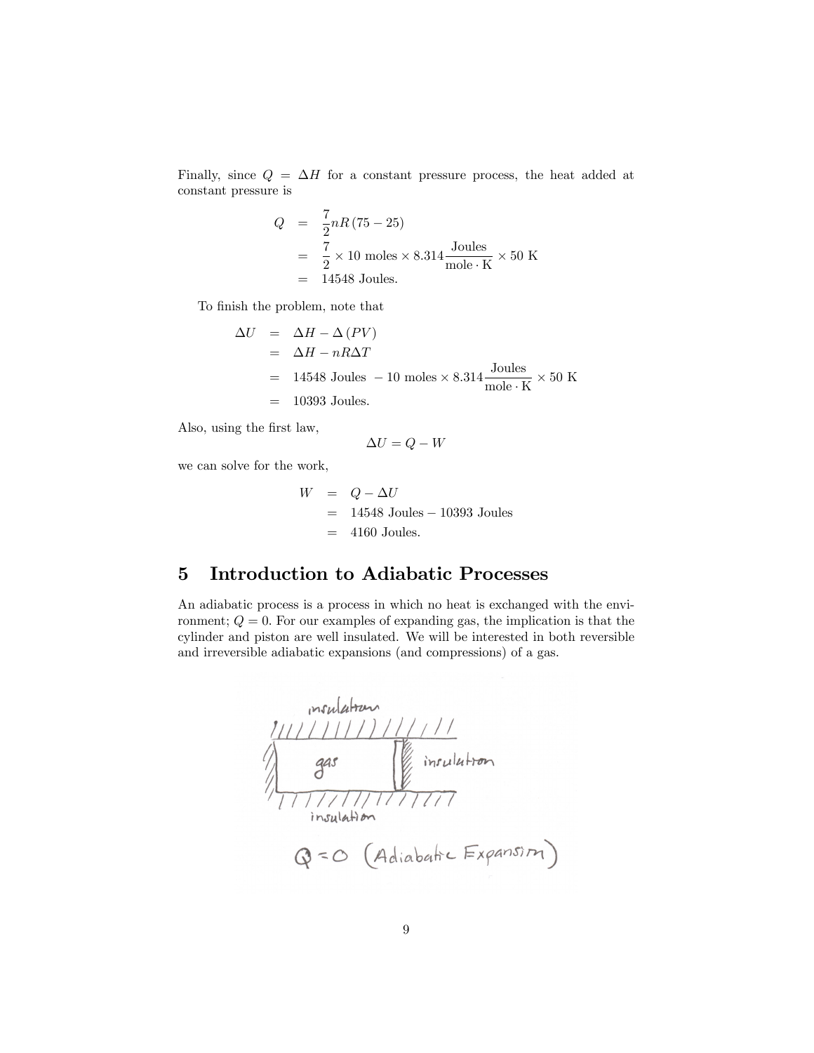Finally, since $Q = \Delta H$ for a constant pressure process, the heat added at constant pressure is

$$
\begin{aligned}
Q &= \frac{7}{2} nR\,(75 - 25) \\
&= \frac{7}{2} \times 10 \text{ moles} \times 8.314 \frac{\text{Joules}}{\text{mole} \cdot \text{K}} \times 50 \text{ K} \\
&= 14548 \text{ Joules.}
\end{aligned}
$$

To finish the problem, note that

$$
\begin{aligned}
\Delta U &= \Delta H - \Delta\,(PV) \\
&= \Delta H - nR\Delta T \\
&= 14548 \text{ Joules } - 10 \text{ moles} \times 8.314 \frac{\text{Joules}}{\text{mole} \cdot \text{K}} \times 50 \text{ K} \\
&= 10393 \text{ Joules.}
\end{aligned}
$$

Also, using the first law,

$$
\Delta U = Q - W
$$

we can solve for the work,

$$
\begin{aligned}
W &= Q - \Delta U \\
&= 14548 \text{ Joules} - 10393 \text{ Joules} \\
&= 4160 \text{ Joules.}
\end{aligned}
$$

## 5 Introduction to Adiabatic Processes

An adiabatic process is a process in which no heat is exchanged with the environment; $Q = 0$. For our examples of expanding gas, the implication is that the cylinder and piston are well insulated. We will be interested in both reversible and irreversible adiabatic expansions (and compressions) of a gas.

insulation

gas

insulation

insulation

$Q = 0$ (Adiabatic Expansion)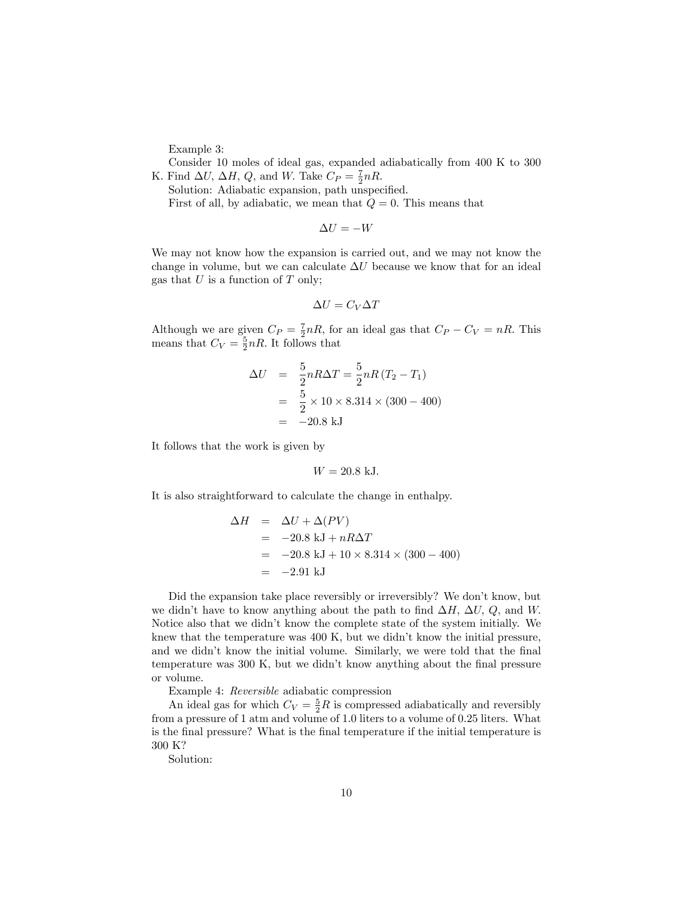Example 3:

Consider 10 moles of ideal gas, expanded adiabatically from 400 K to 300 K. Find $\Delta U$, $\Delta H$, $Q$, and $W$. Take $C_P = \frac{7}{2}nR$.

Solution: Adiabatic expansion, path unspecified.

First of all, by adiabatic, we mean that $Q = 0$. This means that

$$\Delta U = -W$$

We may not know how the expansion is carried out, and we may not know the change in volume, but we can calculate $\Delta U$ because we know that for an ideal gas that $U$ is a function of $T$ only;

$$\Delta U = C_V \Delta T$$

Although we are given $C_P = \frac{7}{2}nR$, for an ideal gas that $C_P - C_V = nR$. This means that $C_V = \frac{5}{2}nR$. It follows that

$$\begin{aligned}
\Delta U &= \frac{5}{2}nR\Delta T = \frac{5}{2}nR\left(T_2 - T_1\right) \\
&= \frac{5}{2} \times 10 \times 8.314 \times (300 - 400) \\
&= -20.8 \text{ kJ}
\end{aligned}$$

It follows that the work is given by

$$W = 20.8 \text{ kJ}.$$

It is also straightforward to calculate the change in enthalpy.

$$\begin{aligned}
\Delta H &= \Delta U + \Delta(PV) \\
&= -20.8 \text{ kJ} + nR\Delta T \\
&= -20.8 \text{ kJ} + 10 \times 8.314 \times (300 - 400) \\
&= -2.91 \text{ kJ}
\end{aligned}$$

Did the expansion take place reversibly or irreversibly? We don't know, but we didn't have to know anything about the path to find $\Delta H$, $\Delta U$, $Q$, and $W$. Notice also that we didn't know the complete state of the system initially. We knew that the temperature was 400 K, but we didn't know the initial pressure, and we didn't know the initial volume. Similarly, we were told that the final temperature was 300 K, but we didn't know anything about the final pressure or volume.

Example 4: *Reversible* adiabatic compression

An ideal gas for which $C_V = \frac{5}{2}R$ is compressed adiabatically and reversibly from a pressure of 1 atm and volume of 1.0 liters to a volume of 0.25 liters. What is the final pressure? What is the final temperature if the initial temperature is 300 K?

Solution: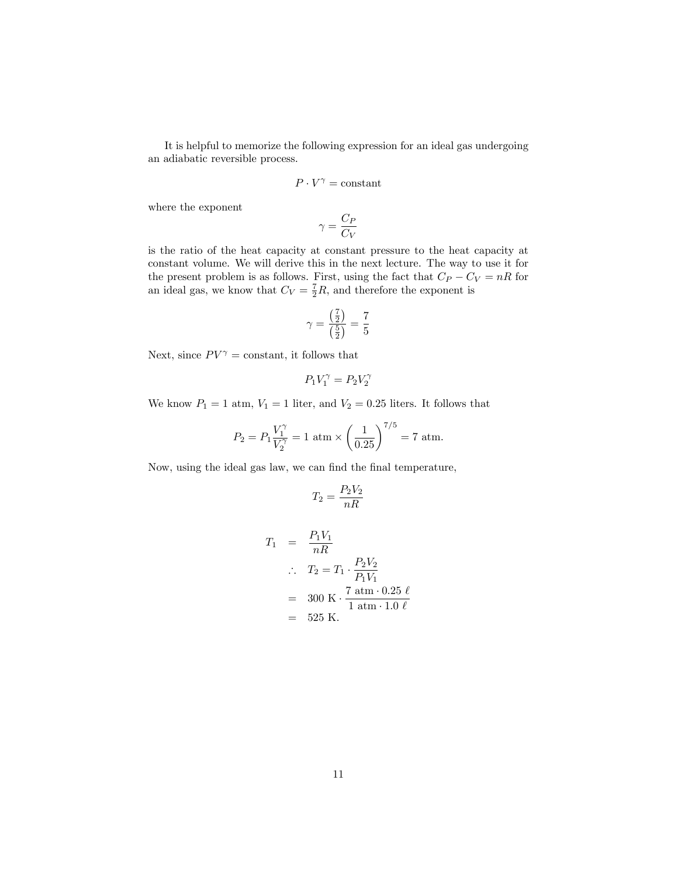It is helpful to memorize the following expression for an ideal gas undergoing an adiabatic reversible process.

$$P \cdot V^{\gamma} = \text{constant}$$

where the exponent

$$\gamma = \frac{C_P}{C_V}$$

is the ratio of the heat capacity at constant pressure to the heat capacity at constant volume. We will derive this in the next lecture. The way to use it for the present problem is as follows. First, using the fact that $C_P - C_V = nR$ for an ideal gas, we know that $C_V = \frac{7}{2}R$, and therefore the exponent is

$$\gamma = \frac{\left(\frac{7}{2}\right)}{\left(\frac{5}{2}\right)} = \frac{7}{5}$$

Next, since $PV^{\gamma} = \text{constant}$, it follows that

$$P_1 V_1^{\gamma} = P_2 V_2^{\gamma}$$

We know $P_1 = 1$ atm, $V_1 = 1$ liter, and $V_2 = 0.25$ liters. It follows that

$$P_2 = P_1 \frac{V_1^{\gamma}}{V_2^{\gamma}} = 1 \text{ atm} \times \left(\frac{1}{0.25}\right)^{7/5} = 7 \text{ atm}.$$

Now, using the ideal gas law, we can find the final temperature,

$$T_2 = \frac{P_2 V_2}{nR}$$

$$\begin{aligned}
T_1 &= \frac{P_1 V_1}{nR} \\
&\therefore \quad T_2 = T_1 \cdot \frac{P_2 V_2}{P_1 V_1} \\
&= 300 \text{ K} \cdot \frac{7 \text{ atm} \cdot 0.25 \ \ell}{1 \text{ atm} \cdot 1.0 \ \ell} \\
&= 525 \text{ K}.
\end{aligned}$$